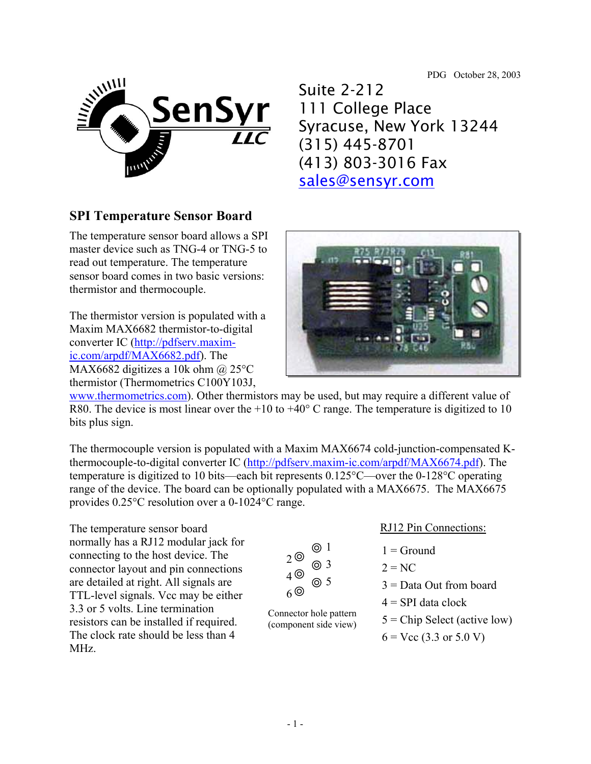PDG October 28, 2003

Suite 2-212
111 College Place
Syracuse, New York 13244
(315) 445-8701
(413) 803-3016 Fax
sales@sensyr.com

## SPI Temperature Sensor Board

The temperature sensor board allows a SPI master device such as TNG-4 or TNG-5 to read out temperature. The temperature sensor board comes in two basic versions: thermistor and thermocouple.

The thermistor version is populated with a Maxim MAX6682 thermistor-to-digital converter IC (http://pdfserv.maxim-ic.com/arpdf/MAX6682.pdf). The MAX6682 digitizes a 10k ohm @ 25°C thermistor (Thermometrics C100Y103J, www.thermometrics.com). Other thermistors may be used, but may require a different value of R80. The device is most linear over the +10 to +40° C range. The temperature is digitized to 10 bits plus sign.

The thermocouple version is populated with a Maxim MAX6674 cold-junction-compensated K-thermocouple-to-digital converter IC (http://pdfserv.maxim-ic.com/arpdf/MAX6674.pdf). The temperature is digitized to 10 bits—each bit represents 0.125°C—over the 0-128°C operating range of the device. The board can be optionally populated with a MAX6675. The MAX6675 provides 0.25°C resolution over a 0-1024°C range.

The temperature sensor board normally has a RJ12 modular jack for connecting to the host device. The connector layout and pin connections are detailed at right. All signals are TTL-level signals. Vcc may be either 3.3 or 5 volts. Line termination resistors can be installed if required. The clock rate should be less than 4 MHz.

Connector hole pattern (component side view): pins 1, 3, 5 in one column; pins 2, 4, 6 in the other.

RJ12 Pin Connections:

1 = Ground
2 = NC
3 = Data Out from board
4 = SPI data clock
5 = Chip Select (active low)
6 = Vcc (3.3 or 5.0 V)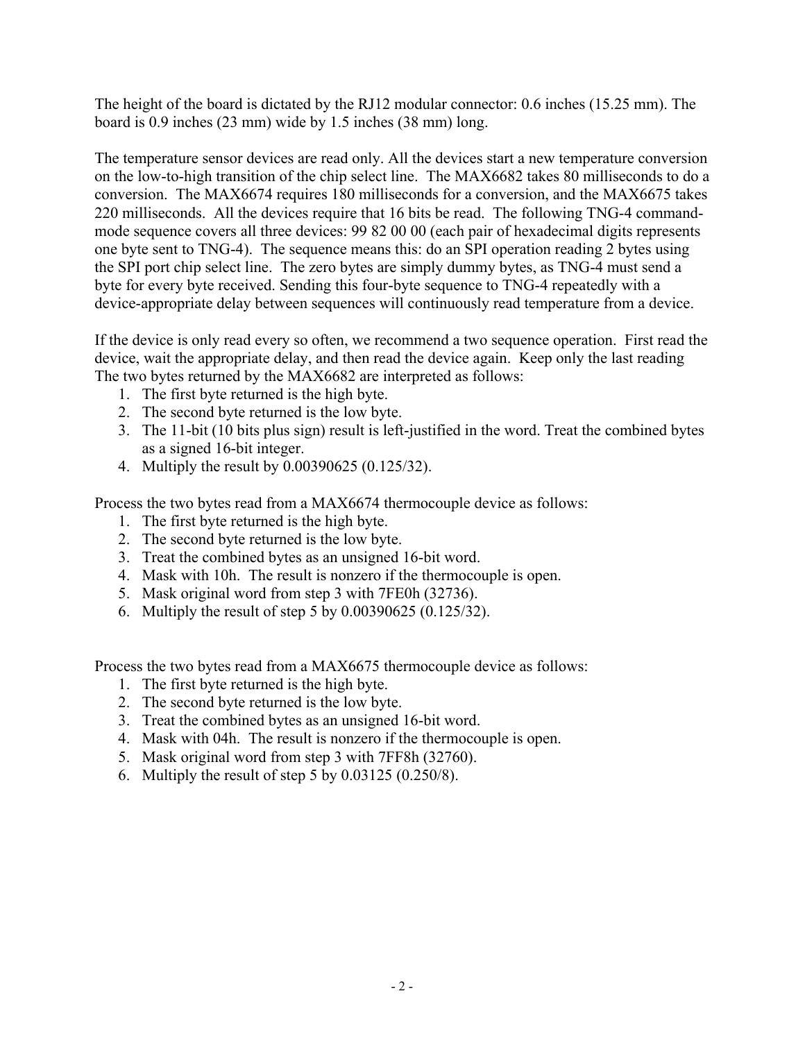The height of the board is dictated by the RJ12 modular connector: 0.6 inches (15.25 mm). The board is 0.9 inches (23 mm) wide by 1.5 inches (38 mm) long.

The temperature sensor devices are read only. All the devices start a new temperature conversion on the low-to-high transition of the chip select line. The MAX6682 takes 80 milliseconds to do a conversion. The MAX6674 requires 180 milliseconds for a conversion, and the MAX6675 takes 220 milliseconds. All the devices require that 16 bits be read. The following TNG-4 command-mode sequence covers all three devices: 99 82 00 00 (each pair of hexadecimal digits represents one byte sent to TNG-4). The sequence means this: do an SPI operation reading 2 bytes using the SPI port chip select line. The zero bytes are simply dummy bytes, as TNG-4 must send a byte for every byte received. Sending this four-byte sequence to TNG-4 repeatedly with a device-appropriate delay between sequences will continuously read temperature from a device.

If the device is only read every so often, we recommend a two sequence operation. First read the device, wait the appropriate delay, and then read the device again. Keep only the last reading
The two bytes returned by the MAX6682 are interpreted as follows:

1. The first byte returned is the high byte.
2. The second byte returned is the low byte.
3. The 11-bit (10 bits plus sign) result is left-justified in the word. Treat the combined bytes as a signed 16-bit integer.
4. Multiply the result by 0.00390625 (0.125/32).

Process the two bytes read from a MAX6674 thermocouple device as follows:

1. The first byte returned is the high byte.
2. The second byte returned is the low byte.
3. Treat the combined bytes as an unsigned 16-bit word.
4. Mask with 10h. The result is nonzero if the thermocouple is open.
5. Mask original word from step 3 with 7FE0h (32736).
6. Multiply the result of step 5 by 0.00390625 (0.125/32).

Process the two bytes read from a MAX6675 thermocouple device as follows:

1. The first byte returned is the high byte.
2. The second byte returned is the low byte.
3. Treat the combined bytes as an unsigned 16-bit word.
4. Mask with 04h. The result is nonzero if the thermocouple is open.
5. Mask original word from step 3 with 7FF8h (32760).
6. Multiply the result of step 5 by 0.03125 (0.250/8).